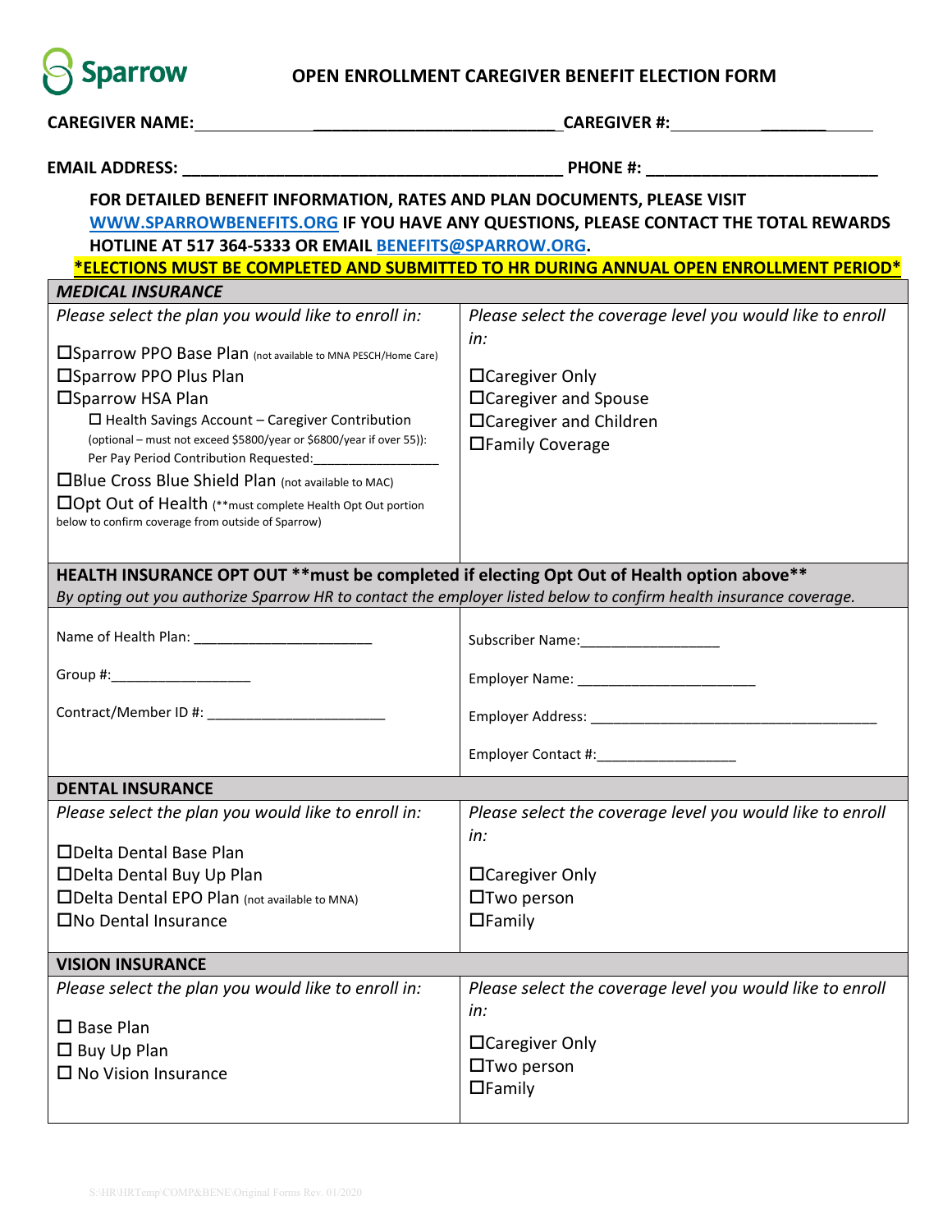Sparrow

# OPEN ENROLLMENT CAREGIVER BENEFIT ELECTION FORM

**CAREGIVER NAME:** ______________________________ **CAREGIVER #:** ____________

**EMAIL ADDRESS:** ____________________________________________ **PHONE #:** __________________________

**FOR DETAILED BENEFIT INFORMATION, RATES AND PLAN DOCUMENTS, PLEASE VISIT WWW.SPARROWBENEFITS.ORG IF YOU HAVE ANY QUESTIONS, PLEASE CONTACT THE TOTAL REWARDS HOTLINE AT 517 364-5333 OR EMAIL BENEFITS@SPARROW.ORG.**

**\*ELECTIONS MUST BE COMPLETED AND SUBMITTED TO HR DURING ANNUAL OPEN ENROLLMENT PERIOD\***

## *MEDICAL INSURANCE*

| *Please select the plan you would like to enroll in:* | *Please select the coverage level you would like to enroll in:* |
|---|---|
| ☐Sparrow PPO Base Plan (not available to MNA PESCH/Home Care)<br>☐Sparrow PPO Plus Plan<br>☐Sparrow HSA Plan<br>☐ Health Savings Account – Caregiver Contribution (optional – must not exceed $5800/year or $6800/year if over 55)):<br>Per Pay Period Contribution Requested:________________<br>☐Blue Cross Blue Shield Plan (not available to MAC)<br>☐Opt Out of Health (**must complete Health Opt Out portion below to confirm coverage from outside of Sparrow) | ☐Caregiver Only<br>☐Caregiver and Spouse<br>☐Caregiver and Children<br>☐Family Coverage |

## HEALTH INSURANCE OPT OUT **must be completed if electing Opt Out of Health option above**

*By opting out you authorize Sparrow HR to contact the employer listed below to confirm health insurance coverage.*

| | |
|---|---|
| Name of Health Plan: _______________________<br>Group #:__________________<br>Contract/Member ID #: _______________________ | Subscriber Name:__________________<br>Employer Name: ______________________<br>Employer Address: _____________________________________<br>Employer Contact #:_________________ |

## DENTAL INSURANCE

| *Please select the plan you would like to enroll in:* | *Please select the coverage level you would like to enroll in:* |
|---|---|
| ☐Delta Dental Base Plan<br>☐Delta Dental Buy Up Plan<br>☐Delta Dental EPO Plan (not available to MNA)<br>☐No Dental Insurance | ☐Caregiver Only<br>☐Two person<br>☐Family |

## VISION INSURANCE

| *Please select the plan you would like to enroll in:* | *Please select the coverage level you would like to enroll in:* |
|---|---|
| ☐ Base Plan<br>☐ Buy Up Plan<br>☐ No Vision Insurance | ☐Caregiver Only<br>☐Two person<br>☐Family |

S:\HR\HRTemp\COMP&BENE\Original Forms Rev. 01/2020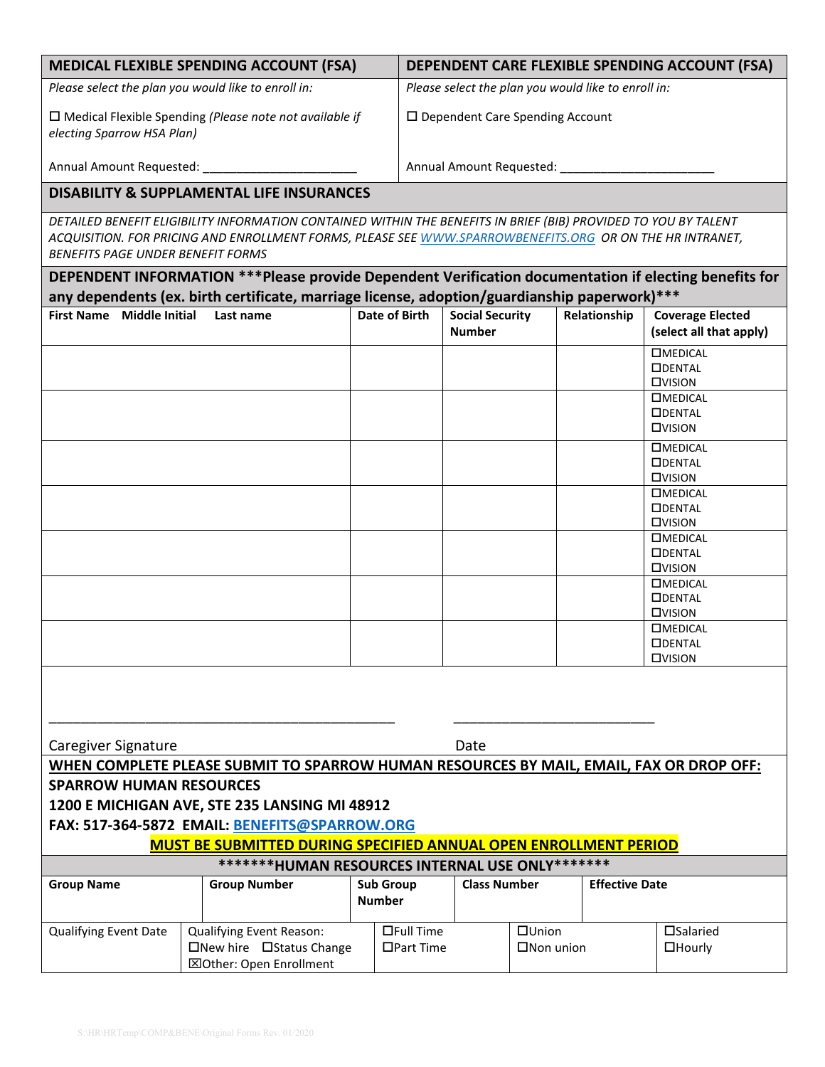| MEDICAL FLEXIBLE SPENDING ACCOUNT (FSA) | DEPENDENT CARE FLEXIBLE SPENDING ACCOUNT (FSA) |
|---|---|
| *Please select the plan you would like to enroll in:* | *Please select the plan you would like to enroll in:* |
| ☐ Medical Flexible Spending *(Please note not available if electing Sparrow HSA Plan)* | ☐ Dependent Care Spending Account |
| Annual Amount Requested: ______________________ | Annual Amount Requested: ______________________ |

## DISABILITY & SUPPLAMENTAL LIFE INSURANCES

*DETAILED BENEFIT ELIGIBILITY INFORMATION CONTAINED WITHIN THE BENEFITS IN BRIEF (BIB) PROVIDED TO YOU BY TALENT ACQUISITION. FOR PRICING AND ENROLLMENT FORMS, PLEASE SEE WWW.SPARROWBENEFITS.ORG OR ON THE HR INTRANET, BENEFITS PAGE UNDER BENEFIT FORMS*

## DEPENDENT INFORMATION ***Please provide Dependent Verification documentation if electing benefits for any dependents (ex. birth certificate, marriage license, adoption/guardianship paperwork)***

| First Name Middle Initial Last name | Date of Birth | Social Security Number | Relationship | Coverage Elected (select all that apply) |
|---|---|---|---|---|
| | | | | ☐MEDICAL ☐DENTAL ☐VISION |
| | | | | ☐MEDICAL ☐DENTAL ☐VISION |
| | | | | ☐MEDICAL ☐DENTAL ☐VISION |
| | | | | ☐MEDICAL ☐DENTAL ☐VISION |
| | | | | ☐MEDICAL ☐DENTAL ☐VISION |
| | | | | ☐MEDICAL ☐DENTAL ☐VISION |
| | | | | ☐MEDICAL ☐DENTAL ☐VISION |

_______________________________________________ ___________________________

Caregiver Signature Date

**WHEN COMPLETE PLEASE SUBMIT TO SPARROW HUMAN RESOURCES BY MAIL, EMAIL, FAX OR DROP OFF:**

**SPARROW HUMAN RESOURCES**

**1200 E MICHIGAN AVE, STE 235 LANSING MI 48912**

**FAX: 517-364-5872 EMAIL: BENEFITS@SPARROW.ORG**

**MUST BE SUBMITTED DURING SPECIFIED ANNUAL OPEN ENROLLMENT PERIOD**

## *******HUMAN RESOURCES INTERNAL USE ONLY*******

| Group Name | Group Number | Sub Group Number | Class Number | Effective Date |
|---|---|---|---|---|
| | | | | |

| Qualifying Event Date | Qualifying Event Reason: ☐New hire ☐Status Change ☒Other: Open Enrollment | ☐Full Time ☐Part Time | ☐Union ☐Non union | ☐Salaried ☐Hourly |
|---|---|---|---|---|

S:\HR\HRTemp\COMP&BENE\Original Forms Rev. 01/2020